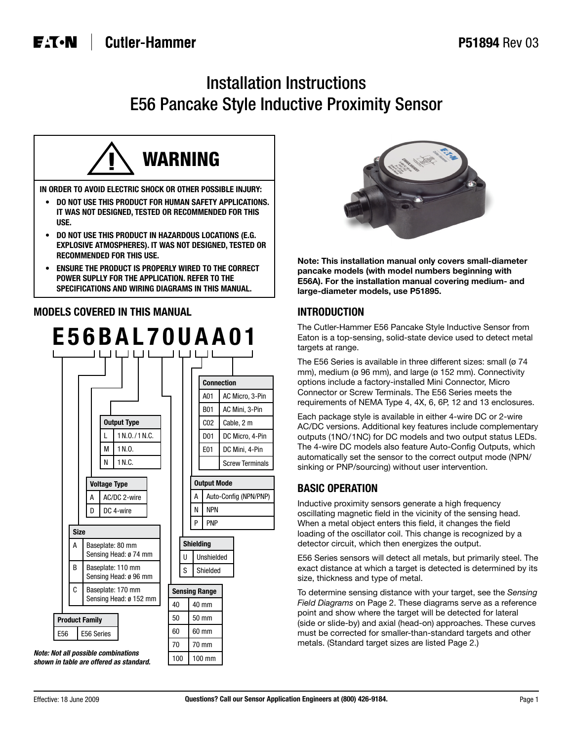# Installation Instructions
# E56 Pancake Style Inductive Proximity Sensor

## ⚠ WARNING

**IN ORDER TO AVOID ELECTRIC SHOCK OR OTHER POSSIBLE INJURY:**

- **DO NOT USE THIS PRODUCT FOR HUMAN SAFETY APPLICATIONS. IT WAS NOT DESIGNED, TESTED OR RECOMMENDED FOR THIS USE.**
- **DO NOT USE THIS PRODUCT IN HAZARDOUS LOCATIONS (E.G. EXPLOSIVE ATMOSPHERES). IT WAS NOT DESIGNED, TESTED OR RECOMMENDED FOR THIS USE.**
- **ENSURE THE PRODUCT IS PROPERLY WIRED TO THE CORRECT POWER SUPLLY FOR THE APPLICATION. REFER TO THE SPECIFICATIONS AND WIRING DIAGRAMS IN THIS MANUAL.**

## MODELS COVERED IN THIS MANUAL

**E56BAL70UAA01**

| Product Family | |
|---|---|
| E56 | E56 Series |

| Size | |
|---|---|
| A | Baseplate: 80 mm Sensing Head: ø 74 mm |
| B | Baseplate: 110 mm Sensing Head: ø 96 mm |
| C | Baseplate: 170 mm Sensing Head: ø 152 mm |

| Voltage Type | |
|---|---|
| A | AC/DC 2-wire |
| D | DC 4-wire |

| Output Type | |
|---|---|
| L | 1 N.O. / 1 N.C. |
| M | 1 N.O. |
| N | 1 N.C. |

| Sensing Range | |
|---|---|
| 40 | 40 mm |
| 50 | 50 mm |
| 60 | 60 mm |
| 70 | 70 mm |
| 100 | 100 mm |

| Shielding | |
|---|---|
| U | Unshielded |
| S | Shielded |

| Output Mode | |
|---|---|
| A | Auto-Config (NPN/PNP) |
| N | NPN |
| P | PNP |

| Connection | |
|---|---|
| A01 | AC Micro, 3-Pin |
| B01 | AC Mini, 3-Pin |
| C02 | Cable, 2 m |
| D01 | DC Micro, 4-Pin |
| E01 | DC Mini, 4-Pin |
| | Screw Terminals |

***Note: Not all possible combinations shown in table are offered as standard.***

**Note: This installation manual only covers small-diameter pancake models (with model numbers beginning with E56A). For the installation manual covering medium- and large-diameter models, use P51895.**

## INTRODUCTION

The Cutler-Hammer E56 Pancake Style Inductive Sensor from Eaton is a top-sensing, solid-state device used to detect metal targets at range.

The E56 Series is available in three different sizes: small (ø 74 mm), medium (ø 96 mm), and large (ø 152 mm). Connectivity options include a factory-installed Mini Connector, Micro Connector or Screw Terminals. The E56 Series meets the requirements of NEMA Type 4, 4X, 6, 6P, 12 and 13 enclosures.

Each package style is available in either 4-wire DC or 2-wire AC/DC versions. Additional key features include complementary outputs (1NO/1NC) for DC models and two output status LEDs. The 4-wire DC models also feature Auto-Config Outputs, which automatically set the sensor to the correct output mode (NPN/sinking or PNP/sourcing) without user intervention.

## BASIC OPERATION

Inductive proximity sensors generate a high frequency oscillating magnetic field in the vicinity of the sensing head. When a metal object enters this field, it changes the field loading of the oscillator coil. This change is recognized by a detector circuit, which then energizes the output.

E56 Series sensors will detect all metals, but primarily steel. The exact distance at which a target is detected is determined by its size, thickness and type of metal.

To determine sensing distance with your target, see the *Sensing Field Diagrams* on Page 2. These diagrams serve as a reference point and show where the target will be detected for lateral (side or slide-by) and axial (head-on) approaches. These curves must be corrected for smaller-than-standard targets and other metals. (Standard target sizes are listed Page 2.)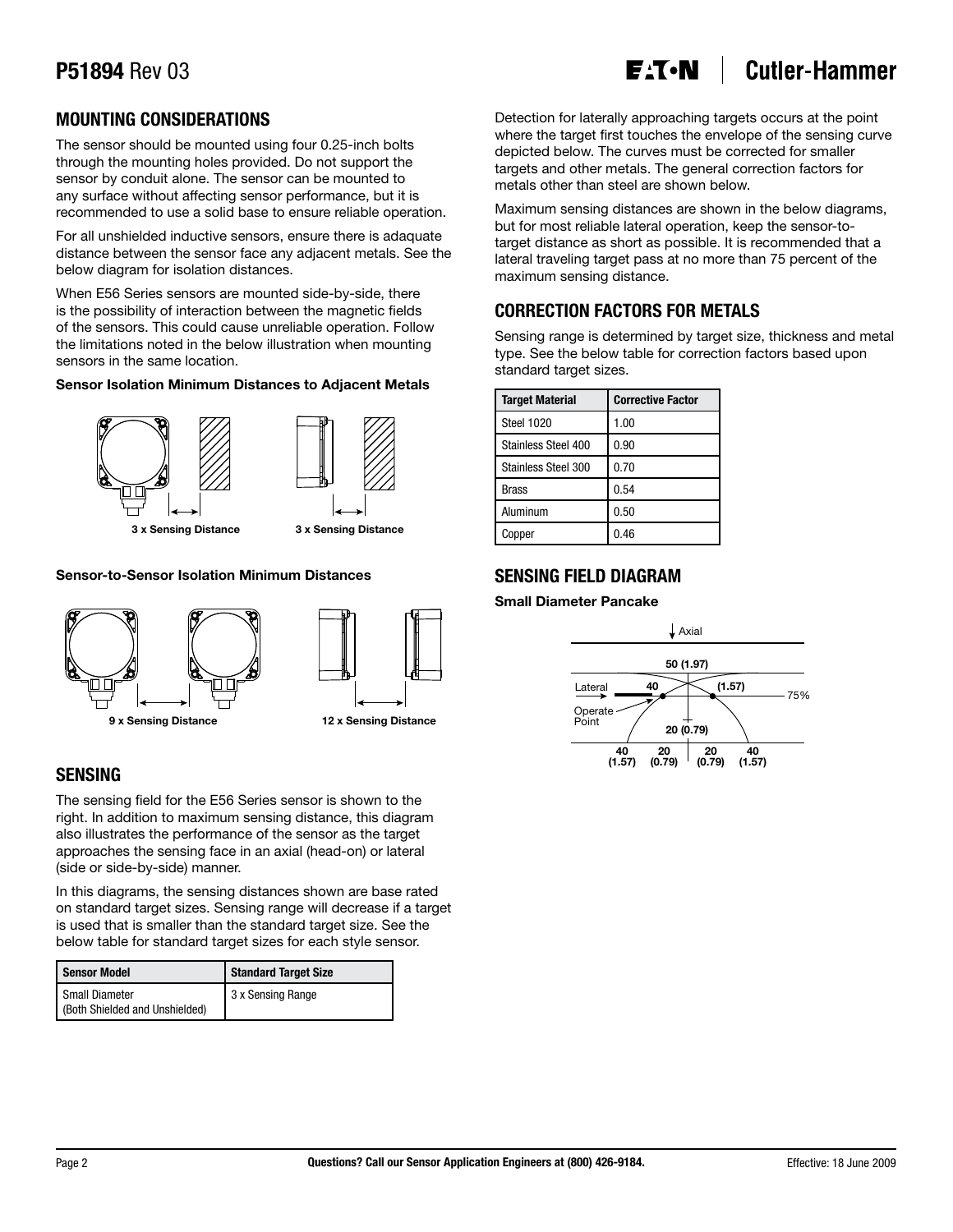## MOUNTING CONSIDERATIONS

The sensor should be mounted using four 0.25-inch bolts through the mounting holes provided. Do not support the sensor by conduit alone. The sensor can be mounted to any surface without affecting sensor performance, but it is recommended to use a solid base to ensure reliable operation.

For all unshielded inductive sensors, ensure there is adaquate distance between the sensor face any adjacent metals. See the below diagram for isolation distances.

When E56 Series sensors are mounted side-by-side, there is the possibility of interaction between the magnetic fields of the sensors. This could cause unreliable operation. Follow the limitations noted in the below illustration when mounting sensors in the same location.

**Sensor Isolation Minimum Distances to Adjacent Metals**

3 x Sensing Distance    3 x Sensing Distance

**Sensor-to-Sensor Isolation Minimum Distances**

9 x Sensing Distance    12 x Sensing Distance

## SENSING

The sensing field for the E56 Series sensor is shown to the right. In addition to maximum sensing distance, this diagram also illustrates the performance of the sensor as the target approaches the sensing face in an axial (head-on) or lateral (side or side-by-side) manner.

In this diagrams, the sensing distances shown are base rated on standard target sizes. Sensing range will decrease if a target is used that is smaller than the standard target size. See the below table for standard target sizes for each style sensor.

| Sensor Model | Standard Target Size |
|---|---|
| Small Diameter (Both Shielded and Unshielded) | 3 x Sensing Range |

Detection for laterally approaching targets occurs at the point where the target first touches the envelope of the sensing curve depicted below. The curves must be corrected for smaller targets and other metals. The general correction factors for metals other than steel are shown below.

Maximum sensing distances are shown in the below diagrams, but for most reliable lateral operation, keep the sensor-to-target distance as short as possible. It is recommended that a lateral traveling target pass at no more than 75 percent of the maximum sensing distance.

## CORRECTION FACTORS FOR METALS

Sensing range is determined by target size, thickness and metal type. See the below table for correction factors based upon standard target sizes.

| Target Material | Corrective Factor |
|---|---|
| Steel 1020 | 1.00 |
| Stainless Steel 400 | 0.90 |
| Stainless Steel 300 | 0.70 |
| Brass | 0.54 |
| Aluminum | 0.50 |
| Copper | 0.46 |

## SENSING FIELD DIAGRAM

**Small Diameter Pancake**

Axial
50 (1.97)
Lateral 40 (1.57) 75%
Operate Point
20 (0.79)
40 (1.57) 20 (0.79) 20 (0.79) 40 (1.57)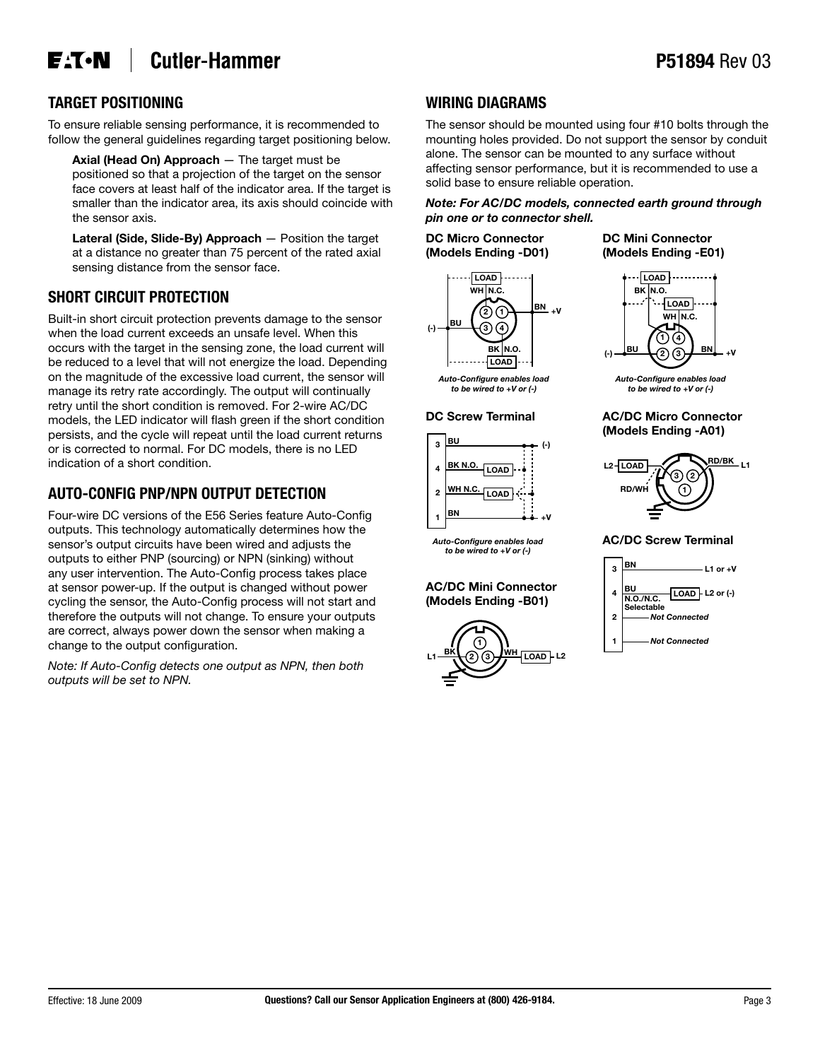## TARGET POSITIONING

To ensure reliable sensing performance, it is recommended to follow the general guidelines regarding target positioning below.

**Axial (Head On) Approach** — The target must be positioned so that a projection of the target on the sensor face covers at least half of the indicator area. If the target is smaller than the indicator area, its axis should coincide with the sensor axis.

**Lateral (Side, Slide-By) Approach** — Position the target at a distance no greater than 75 percent of the rated axial sensing distance from the sensor face.

## SHORT CIRCUIT PROTECTION

Built-in short circuit protection prevents damage to the sensor when the load current exceeds an unsafe level. When this occurs with the target in the sensing zone, the load current will be reduced to a level that will not energize the load. Depending on the magnitude of the excessive load current, the sensor will manage its retry rate accordingly. The output will continually retry until the short condition is removed. For 2-wire AC/DC models, the LED indicator will flash green if the short condition persists, and the cycle will repeat until the load current returns or is corrected to normal. For DC models, there is no LED indication of a short condition.

## AUTO-CONFIG PNP/NPN OUTPUT DETECTION

Four-wire DC versions of the E56 Series feature Auto-Config outputs. This technology automatically determines how the sensor's output circuits have been wired and adjusts the outputs to either PNP (sourcing) or NPN (sinking) without any user intervention. The Auto-Config process takes place at sensor power-up. If the output is changed without power cycling the sensor, the Auto-Config process will not start and therefore the outputs will not change. To ensure your outputs are correct, always power down the sensor when making a change to the output configuration.

*Note: If Auto-Config detects one output as NPN, then both outputs will be set to NPN.*

## WIRING DIAGRAMS

The sensor should be mounted using four #10 bolts through the mounting holes provided. Do not support the sensor by conduit alone. The sensor can be mounted to any surface without affecting sensor performance, but it is recommended to use a solid base to ensure reliable operation.

***Note: For AC/DC models, connected earth ground through pin one or to connector shell.***

**DC Micro Connector (Models Ending -D01)**

LOAD, WH N.C., BN +V, BU (-), BK N.O., LOAD, pins 1 2 3 4

*Auto-Configure enables load to be wired to +V or (-)*

**DC Mini Connector (Models Ending -E01)**

LOAD, BK N.O., LOAD, WH N.C., BU (-), BN +V, pins 1 2 3 4

*Auto-Configure enables load to be wired to +V or (-)*

**DC Screw Terminal**

| Terminal | Wire | |
|---|---|---|
| 3 | BU | (-) |
| 4 | BK N.O. | LOAD |
| 2 | WH N.C. | LOAD |
| 1 | BN | +V |

*Auto-Configure enables load to be wired to +V or (-)*

**AC/DC Micro Connector (Models Ending -A01)**

L2, LOAD, RD/WH, RD/BK, L1, pins 1 2 3

**AC/DC Mini Connector (Models Ending -B01)**

L1, BK, WH, LOAD, L2, pins 1 2 3

**AC/DC Screw Terminal**

| Terminal | Wire | |
|---|---|---|
| 3 | BN | L1 or +V |
| 4 | BU N.O./N.C. Selectable | LOAD – L2 or (-) |
| 2 | *Not Connected* | |
| 1 | *Not Connected* | |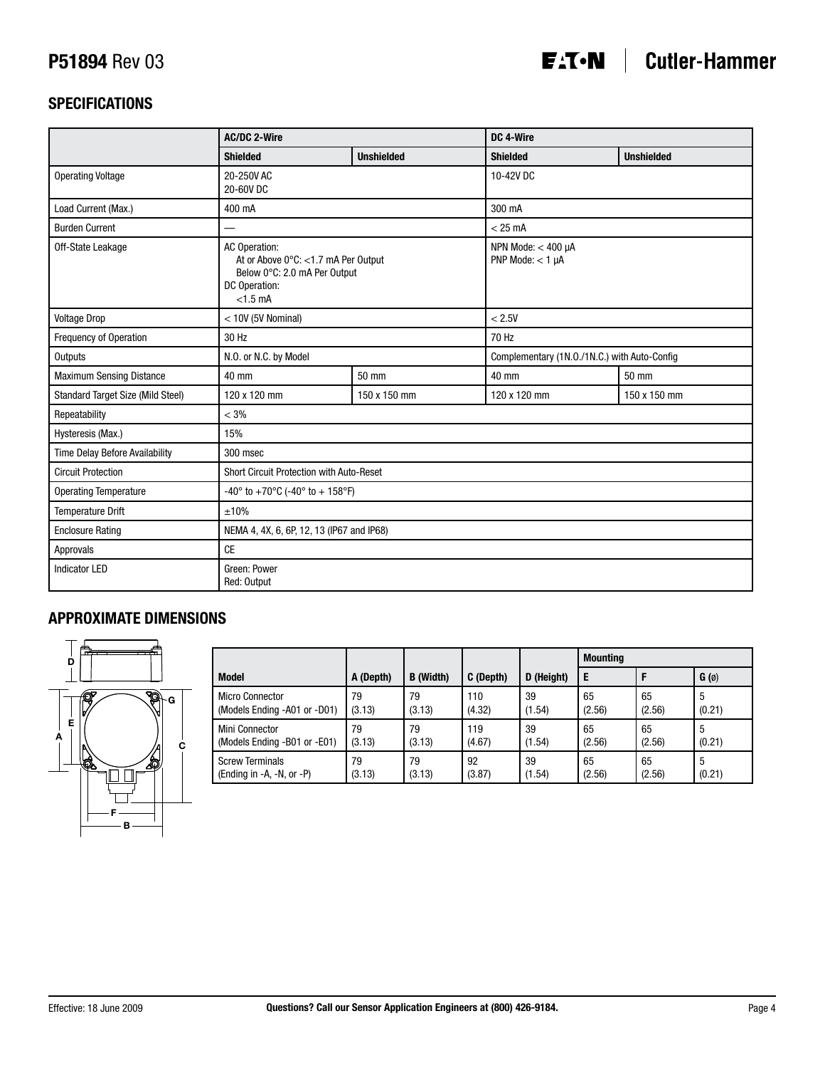## SPECIFICATIONS

| | AC/DC 2-Wire | | DC 4-Wire | |
|---|---|---|---|---|
| | **Shielded** | **Unshielded** | **Shielded** | **Unshielded** |
| Operating Voltage | 20-250V AC<br>20-60V DC | | 10-42V DC | |
| Load Current (Max.) | 400 mA | | 300 mA | |
| Burden Current | — | | < 25 mA | |
| Off-State Leakage | AC Operation:<br>At or Above 0°C: <1.7 mA Per Output<br>Below 0°C: 2.0 mA Per Output<br>DC Operation:<br><1.5 mA | | NPN Mode: < 400 µA<br>PNP Mode: < 1 µA | |
| Voltage Drop | < 10V (5V Nominal) | | < 2.5V | |
| Frequency of Operation | 30 Hz | | 70 Hz | |
| Outputs | N.O. or N.C. by Model | | Complementary (1N.O./1N.C.) with Auto-Config | |
| Maximum Sensing Distance | 40 mm | 50 mm | 40 mm | 50 mm |
| Standard Target Size (Mild Steel) | 120 x 120 mm | 150 x 150 mm | 120 x 120 mm | 150 x 150 mm |
| Repeatability | < 3% | | | |
| Hysteresis (Max.) | 15% | | | |
| Time Delay Before Availability | 300 msec | | | |
| Circuit Protection | Short Circuit Protection with Auto-Reset | | | |
| Operating Temperature | -40° to +70°C (-40° to + 158°F) | | | |
| Temperature Drift | ±10% | | | |
| Enclosure Rating | NEMA 4, 4X, 6, 6P, 12, 13 (IP67 and IP68) | | | |
| Approvals | CE | | | |
| Indicator LED | Green: Power<br>Red: Output | | | |

## APPROXIMATE DIMENSIONS

D
E
A
G
C
F
B

| | | | | | Mounting | | |
|---|---|---|---|---|---|---|---|
| **Model** | **A (Depth)** | **B (Width)** | **C (Depth)** | **D (Height)** | **E** | **F** | **G (ø)** |
| Micro Connector<br>(Models Ending -A01 or -D01) | 79<br>(3.13) | 79<br>(3.13) | 110<br>(4.32) | 39<br>(1.54) | 65<br>(2.56) | 65<br>(2.56) | 5<br>(0.21) |
| Mini Connector<br>(Models Ending -B01 or -E01) | 79<br>(3.13) | 79<br>(3.13) | 119<br>(4.67) | 39<br>(1.54) | 65<br>(2.56) | 65<br>(2.56) | 5<br>(0.21) |
| Screw Terminals<br>(Ending in -A, -N, or -P) | 79<br>(3.13) | 79<br>(3.13) | 92<br>(3.87) | 39<br>(1.54) | 65<br>(2.56) | 65<br>(2.56) | 5<br>(0.21) |

Effective: 18 June 2009

**Questions? Call our Sensor Application Engineers at (800) 426-9184.**